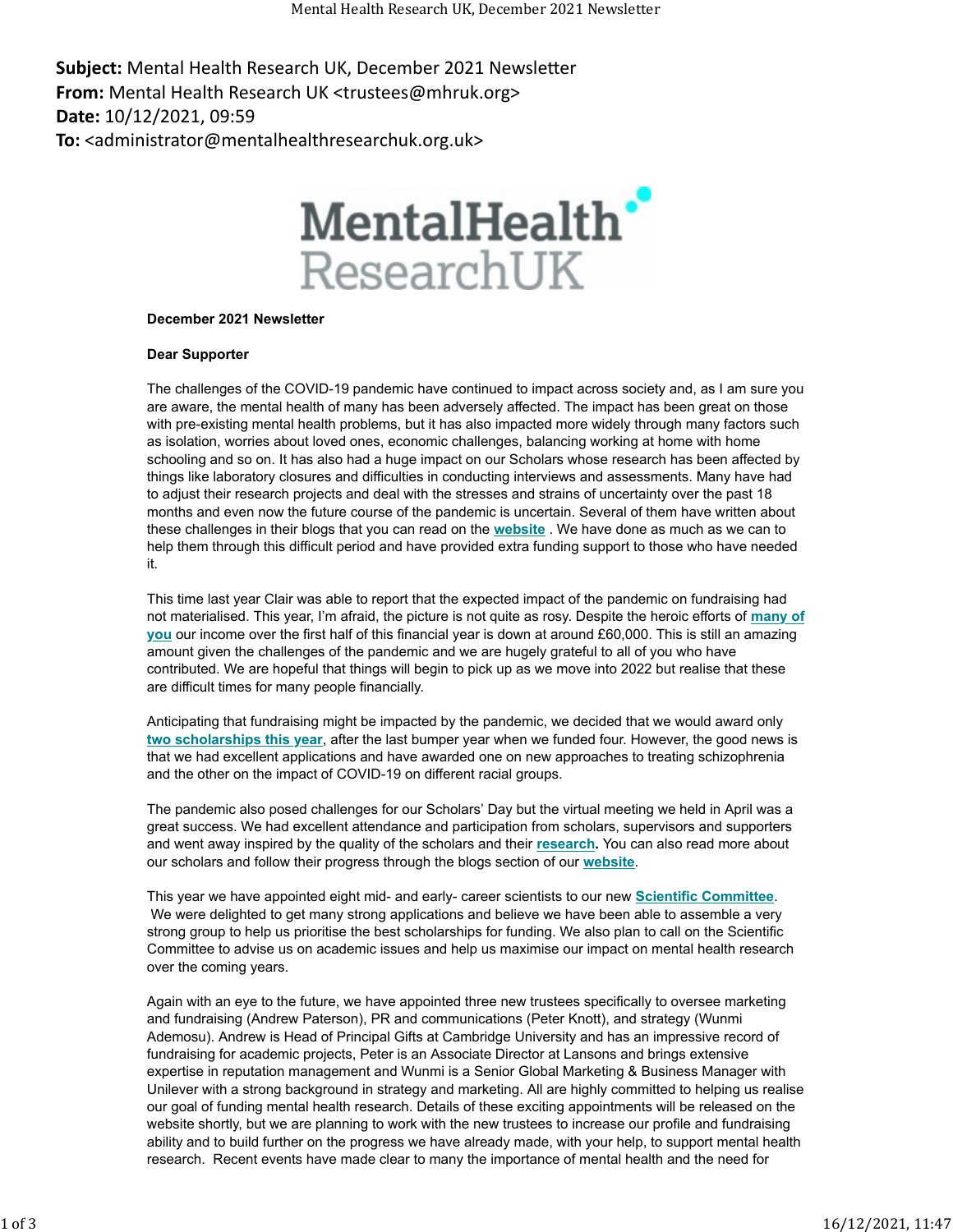**Subject:** Mental Health Research UK, December 2021 Newsletter
**From:** Mental Health Research UK <trustees@mhruk.org>
**Date:** 10/12/2021, 09:59
**To:** <administrator@mentalhealthresearchuk.org.uk>

MentalHealth ResearchUK

**December 2021 Newsletter**

**Dear Supporter**

The challenges of the COVID-19 pandemic have continued to impact across society and, as I am sure you are aware, the mental health of many has been adversely affected. The impact has been great on those with pre-existing mental health problems, but it has also impacted more widely through many factors such as isolation, worries about loved ones, economic challenges, balancing working at home with home schooling and so on. It has also had a huge impact on our Scholars whose research has been affected by things like laboratory closures and difficulties in conducting interviews and assessments. Many have had to adjust their research projects and deal with the stresses and strains of uncertainty over the past 18 months and even now the future course of the pandemic is uncertain. Several of them have written about these challenges in their blogs that you can read on the **website** . We have done as much as we can to help them through this difficult period and have provided extra funding support to those who have needed it.

This time last year Clair was able to report that the expected impact of the pandemic on fundraising had not materialised. This year, I'm afraid, the picture is not quite as rosy. Despite the heroic efforts of **many of you** our income over the first half of this financial year is down at around £60,000. This is still an amazing amount given the challenges of the pandemic and we are hugely grateful to all of you who have contributed. We are hopeful that things will begin to pick up as we move into 2022 but realise that these are difficult times for many people financially.

Anticipating that fundraising might be impacted by the pandemic, we decided that we would award only **two scholarships this year**, after the last bumper year when we funded four. However, the good news is that we had excellent applications and have awarded one on new approaches to treating schizophrenia and the other on the impact of COVID-19 on different racial groups.

The pandemic also posed challenges for our Scholars' Day but the virtual meeting we held in April was a great success. We had excellent attendance and participation from scholars, supervisors and supporters and went away inspired by the quality of the scholars and their **research.** You can also read more about our scholars and follow their progress through the blogs section of our **website**.

This year we have appointed eight mid- and early- career scientists to our new **Scientific Committee**. We were delighted to get many strong applications and believe we have been able to assemble a very strong group to help us prioritise the best scholarships for funding. We also plan to call on the Scientific Committee to advise us on academic issues and help us maximise our impact on mental health research over the coming years.

Again with an eye to the future, we have appointed three new trustees specifically to oversee marketing and fundraising (Andrew Paterson), PR and communications (Peter Knott), and strategy (Wunmi Ademosu). Andrew is Head of Principal Gifts at Cambridge University and has an impressive record of fundraising for academic projects, Peter is an Associate Director at Lansons and brings extensive expertise in reputation management and Wunmi is a Senior Global Marketing & Business Manager with Unilever with a strong background in strategy and marketing. All are highly committed to helping us realise our goal of funding mental health research. Details of these exciting appointments will be released on the website shortly, but we are planning to work with the new trustees to increase our profile and fundraising ability and to build further on the progress we have already made, with your help, to support mental health research. Recent events have made clear to many the importance of mental health and the need for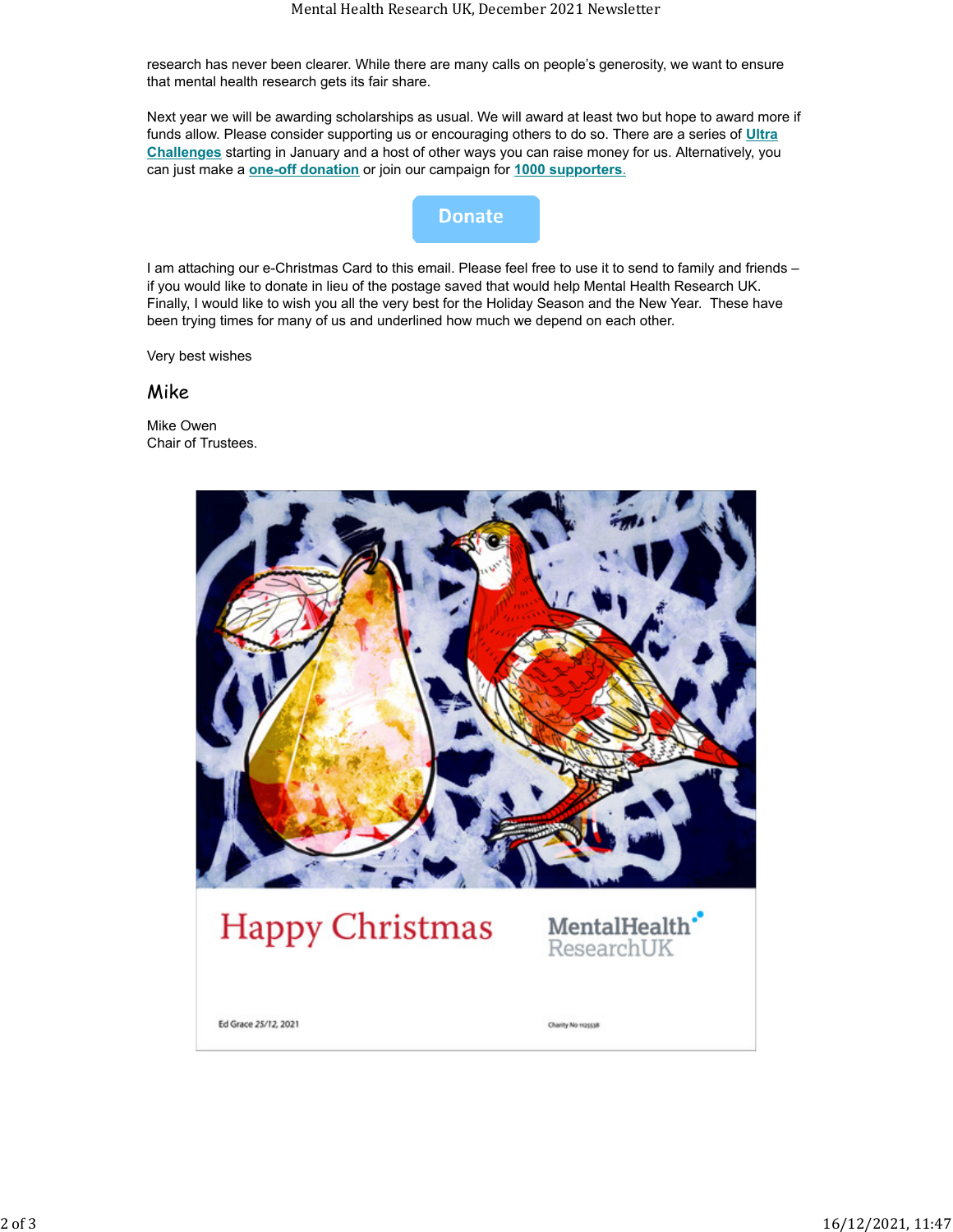research has never been clearer. While there are many calls on people's generosity, we want to ensure that mental health research gets its fair share.

Next year we will be awarding scholarships as usual. We will award at least two but hope to award more if funds allow. Please consider supporting us or encouraging others to do so. There are a series of **Ultra Challenges** starting in January and a host of other ways you can raise money for us. Alternatively, you can just make a **one-off donation** or join our campaign for **1000 supporters.**

Donate

I am attaching our e-Christmas Card to this email. Please feel free to use it to send to family and friends – if you would like to donate in lieu of the postage saved that would help Mental Health Research UK. Finally, I would like to wish you all the very best for the Holiday Season and the New Year. These have been trying times for many of us and underlined how much we depend on each other.

Very best wishes

Mike

Mike Owen
Chair of Trustees.

Happy Christmas

MentalHealth ResearchUK

Ed Grace 25/12, 2021

Charity No 1125538